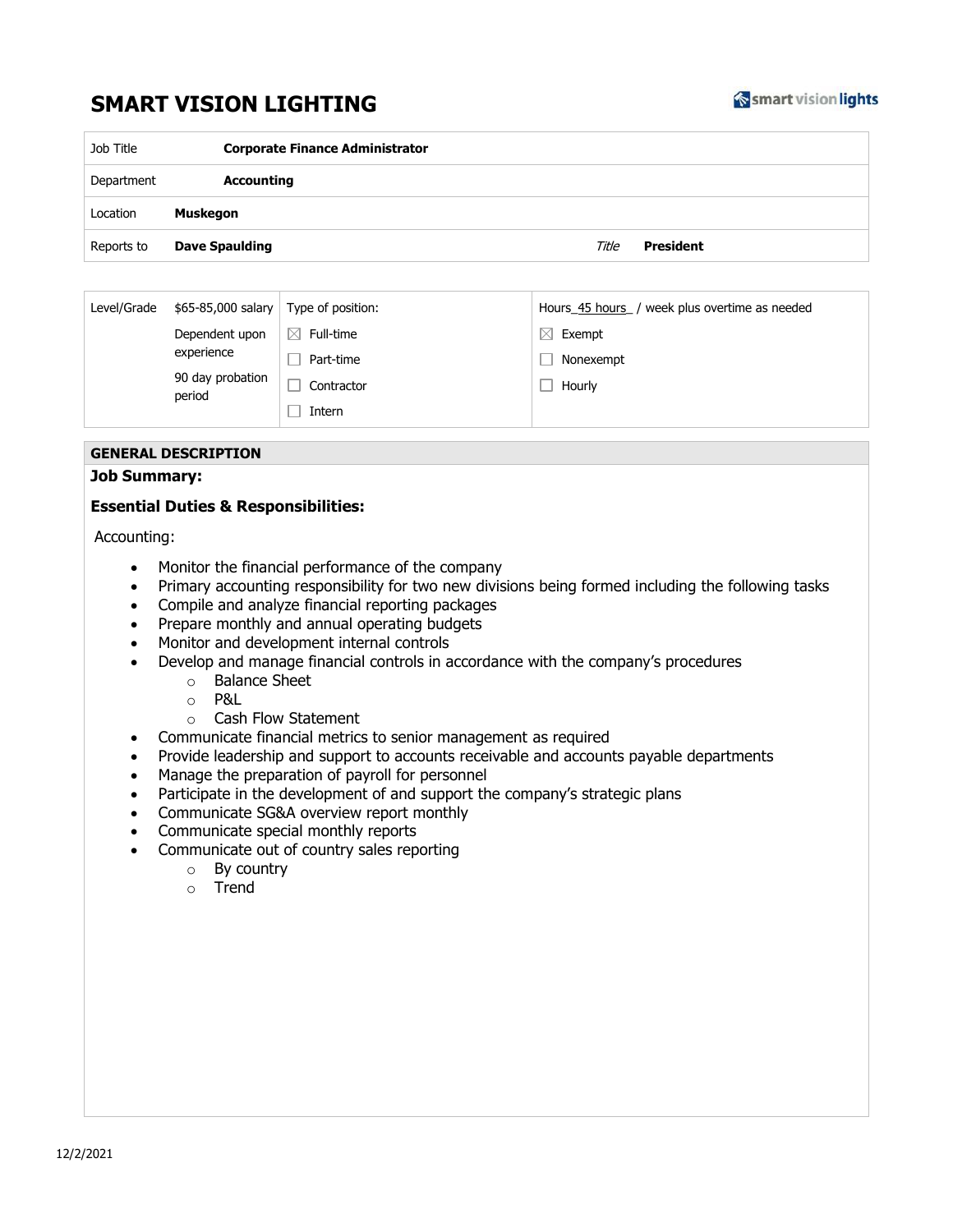# SMART VISION LIGHTING

| Job Title | Corporate Finance Administrator | | |
|---|---|---|---|
| Department | **Accounting** | | |
| Location | **Muskegon** | | |
| Reports to | **Dave Spaulding** | *Title* | **President** |

| Level/Grade | $65-85,000 salary<br>Dependent upon experience<br>90 day probation period | Type of position:<br>☒ Full-time<br>☐ Part-time<br>☐ Contractor<br>☐ Intern | Hours_45 hours_ / week plus overtime as needed<br>☒ Exempt<br>☐ Nonexempt<br>☐ Hourly |
|---|---|---|---|

## GENERAL DESCRIPTION

**Job Summary:**

**Essential Duties & Responsibilities:**

Accounting:

- Monitor the financial performance of the company
- Primary accounting responsibility for two new divisions being formed including the following tasks
- Compile and analyze financial reporting packages
- Prepare monthly and annual operating budgets
- Monitor and development internal controls
- Develop and manage financial controls in accordance with the company's procedures
    - Balance Sheet
    - P&L
    - Cash Flow Statement
- Communicate financial metrics to senior management as required
- Provide leadership and support to accounts receivable and accounts payable departments
- Manage the preparation of payroll for personnel
- Participate in the development of and support the company's strategic plans
- Communicate SG&A overview report monthly
- Communicate special monthly reports
- Communicate out of country sales reporting
    - By country
    - Trend

12/2/2021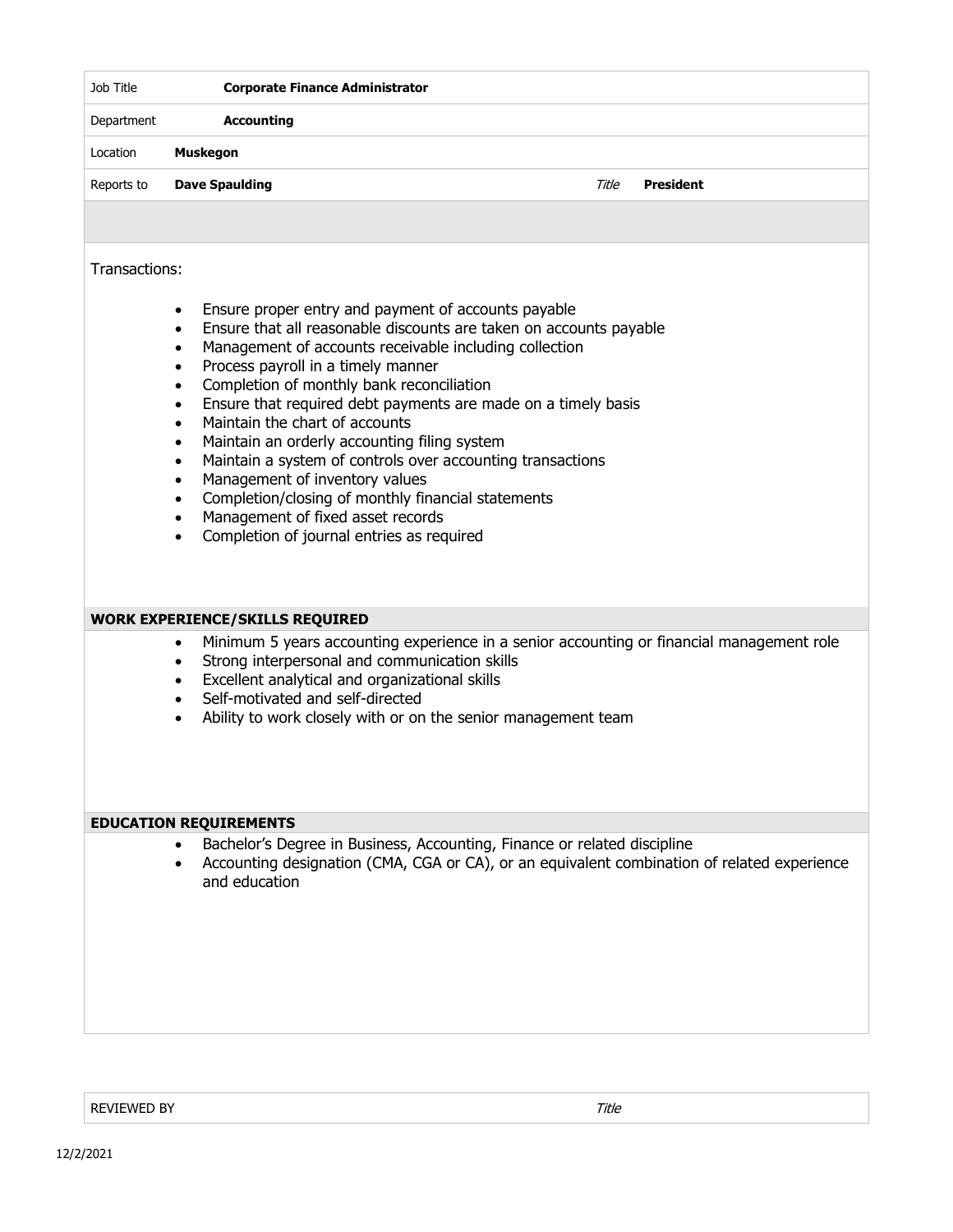| Job Title | **Corporate Finance Administrator** | | |
| --- | --- | --- | --- |
| Department | **Accounting** | | |
| Location | **Muskegon** | | |
| Reports to | **Dave Spaulding** | *Title* | **President** |

Transactions:

- Ensure proper entry and payment of accounts payable
- Ensure that all reasonable discounts are taken on accounts payable
- Management of accounts receivable including collection
- Process payroll in a timely manner
- Completion of monthly bank reconciliation
- Ensure that required debt payments are made on a timely basis
- Maintain the chart of accounts
- Maintain an orderly accounting filing system
- Maintain a system of controls over accounting transactions
- Management of inventory values
- Completion/closing of monthly financial statements
- Management of fixed asset records
- Completion of journal entries as required

**WORK EXPERIENCE/SKILLS REQUIRED**

- Minimum 5 years accounting experience in a senior accounting or financial management role
- Strong interpersonal and communication skills
- Excellent analytical and organizational skills
- Self-motivated and self-directed
- Ability to work closely with or on the senior management team

**EDUCATION REQUIREMENTS**

- Bachelor's Degree in Business, Accounting, Finance or related discipline
- Accounting designation (CMA, CGA or CA), or an equivalent combination of related experience and education

| REVIEWED BY | *Title* |
| --- | --- |

12/2/2021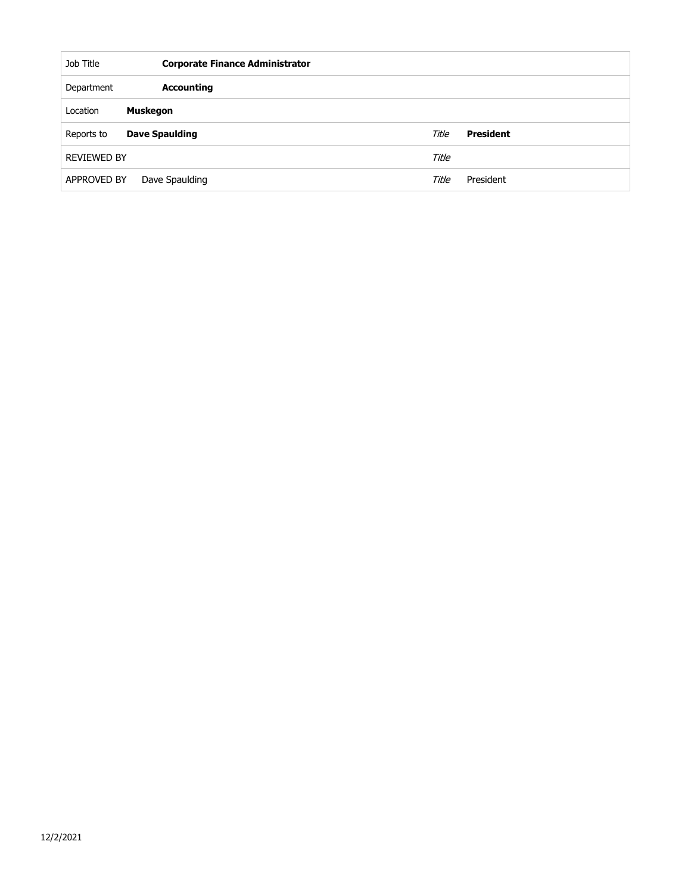| | | | |
|---|---|---|---|
| Job Title | **Corporate Finance Administrator** | | |
| Department | **Accounting** | | |
| Location | **Muskegon** | | |
| Reports to | **Dave Spaulding** | *Title* | **President** |
| REVIEWED BY | | *Title* | |
| APPROVED BY | Dave Spaulding | *Title* | President |